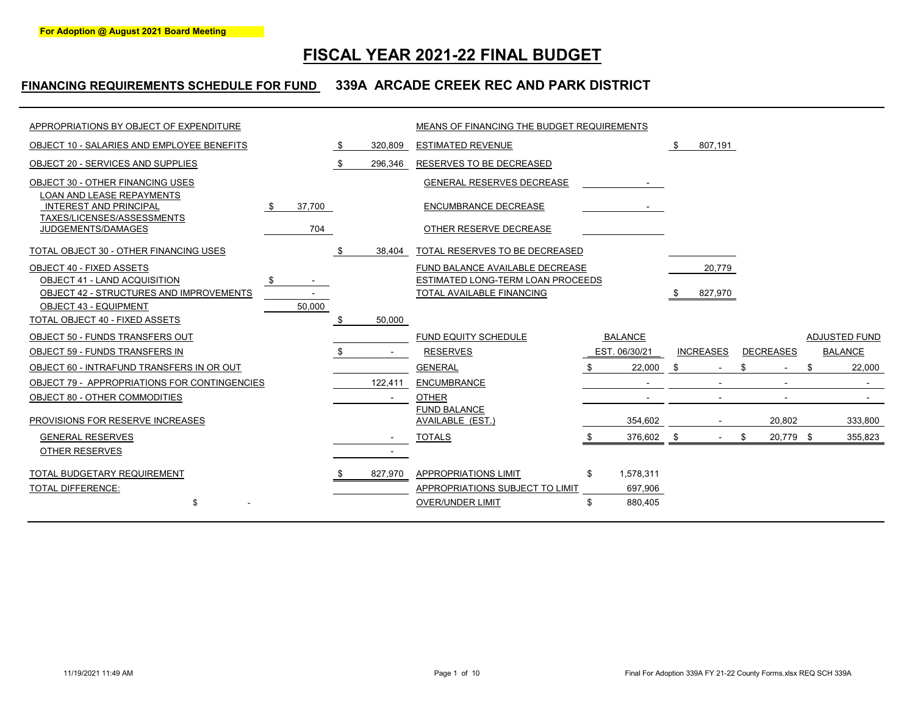**For Adoption @ August 2021 Board Meeting**

# FISCAL YEAR 2021-22 FINAL BUDGET

## FINANCING REQUIREMENTS SCHEDULE FOR FUND 339A ARCADE CREEK REC AND PARK DISTRICT

| APPROPRIATIONS BY OBJECT OF EXPENDITURE | | |
|---|---|---|
| OBJECT 10 - SALARIES AND EMPLOYEE BENEFITS | | $ 320,809 |
| OBJECT 20 - SERVICES AND SUPPLIES | | $ 296,346 |
| OBJECT 30 - OTHER FINANCING USES | | |
| LOAN AND LEASE REPAYMENTS INTEREST AND PRINCIPAL | $ 37,700 | |
| TAXES/LICENSES/ASSESSMENTS JUDGEMENTS/DAMAGES | 704 | |
| TOTAL OBJECT 30 - OTHER FINANCING USES | | $ 38,404 |
| OBJECT 40 - FIXED ASSETS | | |
| OBJECT 41 - LAND ACQUISITION | $ - | |
| OBJECT 42 - STRUCTURES AND IMPROVEMENTS | - | |
| OBJECT 43 - EQUIPMENT | 50,000 | |
| TOTAL OBJECT 40 - FIXED ASSETS | | $ 50,000 |
| OBJECT 50 - FUNDS TRANSFERS OUT | | |
| OBJECT 59 - FUNDS TRANSFERS IN | | $ - |
| OBJECT 60 - INTRAFUND TRANSFERS IN OR OUT | | |
| OBJECT 79 - APPROPRIATIONS FOR CONTINGENCIES | | 122,411 |
| OBJECT 80 - OTHER COMMODITIES | | - |
| PROVISIONS FOR RESERVE INCREASES | | |
| GENERAL RESERVES | | - |
| OTHER RESERVES | | - |
| TOTAL BUDGETARY REQUIREMENT | | $ 827,970 |
| TOTAL DIFFERENCE: | $ - | |

| MEANS OF FINANCING THE BUDGET REQUIREMENTS | | |
|---|---|---|
| ESTIMATED REVENUE | | $ 807,191 |
| RESERVES TO BE DECREASED | | |
| GENERAL RESERVES DECREASE | - | |
| ENCUMBRANCE DECREASE | - | |
| OTHER RESERVE DECREASE | | |
| TOTAL RESERVES TO BE DECREASED | | |
| FUND BALANCE AVAILABLE DECREASE | | 20,779 |
| ESTIMATED LONG-TERM LOAN PROCEEDS | | |
| TOTAL AVAILABLE FINANCING | | $ 827,970 |

| FUND EQUITY SCHEDULE RESERVES | BALANCE EST. 06/30/21 | INCREASES | DECREASES | ADJUSTED FUND BALANCE |
|---|---|---|---|---|
| GENERAL | $ 22,000 | $ - | $ - | $ 22,000 |
| ENCUMBRANCE | - | - | - | - |
| OTHER | - | - | - | - |
| FUND BALANCE AVAILABLE (EST.) | 354,602 | - | 20,802 | 333,800 |
| TOTALS | $ 376,602 | $ - | $ 20,779 | $ 355,823 |

| | |
|---|---|
| APPROPRIATIONS LIMIT | $ 1,578,311 |
| APPROPRIATIONS SUBJECT TO LIMIT | 697,906 |
| OVER/UNDER LIMIT | $ 880,405 |

11/19/2021 11:49 AM — Final For Adoption 339A FY 21-22 County Forms.xlsx REQ SCH 339A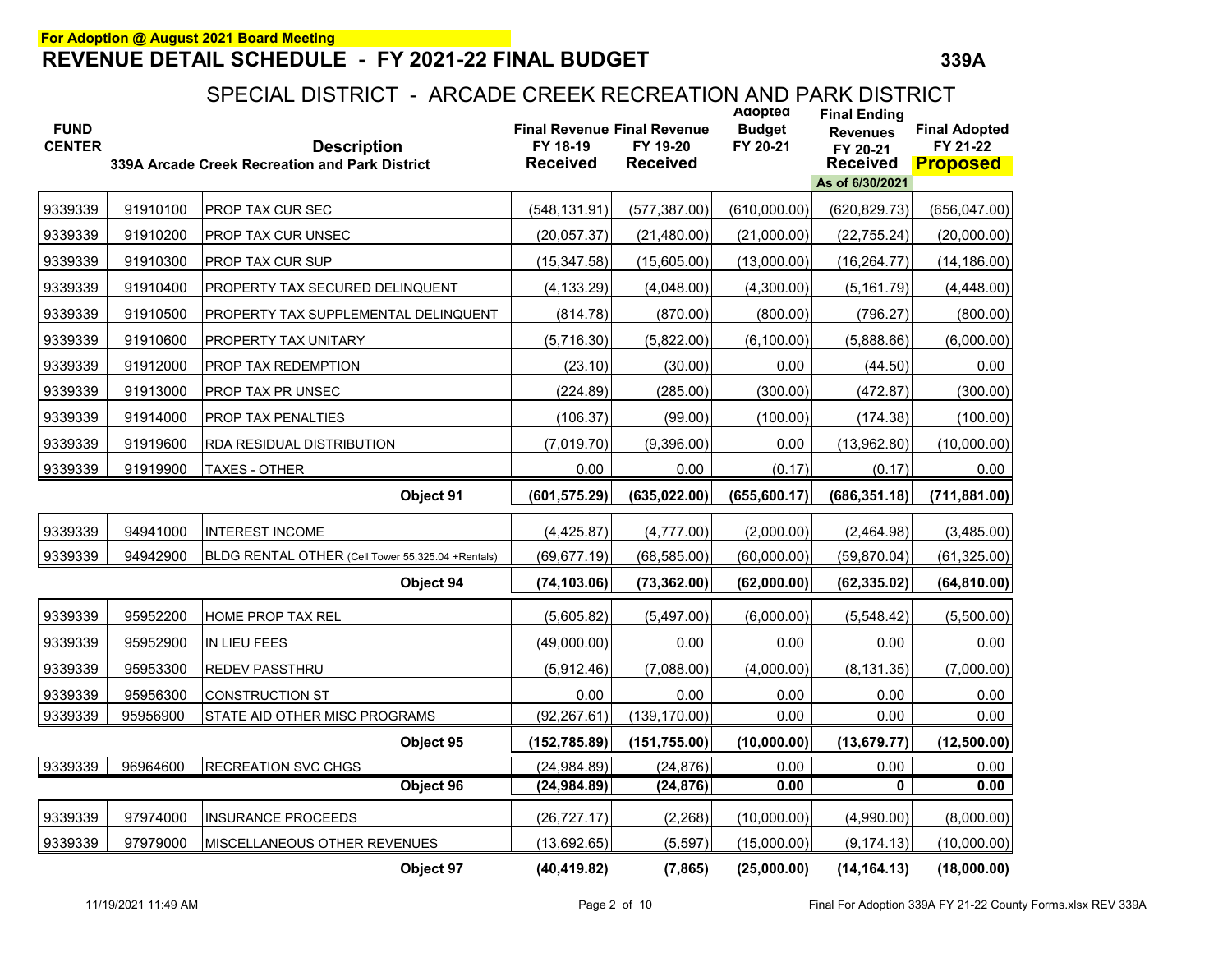For Adoption @ August 2021 Board Meeting

# REVENUE DETAIL SCHEDULE - FY 2021-22 FINAL BUDGET

339A

## SPECIAL DISTRICT - ARCADE CREEK RECREATION AND PARK DISTRICT

| FUND CENTER | | Description<br>339A Arcade Creek Recreation and Park District | Final Revenue FY 18-19 Received | Final Revenue FY 19-20 Received | Adopted Budget FY 20-21 | Final Ending Revenues FY 20-21 Received As of 6/30/2021 | Final Adopted FY 21-22 Proposed |
|---|---|---|---|---|---|---|---|
| 9339339 | 91910100 | PROP TAX CUR SEC | (548,131.91) | (577,387.00) | (610,000.00) | (620,829.73) | (656,047.00) |
| 9339339 | 91910200 | PROP TAX CUR UNSEC | (20,057.37) | (21,480.00) | (21,000.00) | (22,755.24) | (20,000.00) |
| 9339339 | 91910300 | PROP TAX CUR SUP | (15,347.58) | (15,605.00) | (13,000.00) | (16,264.77) | (14,186.00) |
| 9339339 | 91910400 | PROPERTY TAX SECURED DELINQUENT | (4,133.29) | (4,048.00) | (4,300.00) | (5,161.79) | (4,448.00) |
| 9339339 | 91910500 | PROPERTY TAX SUPPLEMENTAL DELINQUENT | (814.78) | (870.00) | (800.00) | (796.27) | (800.00) |
| 9339339 | 91910600 | PROPERTY TAX UNITARY | (5,716.30) | (5,822.00) | (6,100.00) | (5,888.66) | (6,000.00) |
| 9339339 | 91912000 | PROP TAX REDEMPTION | (23.10) | (30.00) | 0.00 | (44.50) | 0.00 |
| 9339339 | 91913000 | PROP TAX PR UNSEC | (224.89) | (285.00) | (300.00) | (472.87) | (300.00) |
| 9339339 | 91914000 | PROP TAX PENALTIES | (106.37) | (99.00) | (100.00) | (174.38) | (100.00) |
| 9339339 | 91919600 | RDA RESIDUAL DISTRIBUTION | (7,019.70) | (9,396.00) | 0.00 | (13,962.80) | (10,000.00) |
| 9339339 | 91919900 | TAXES - OTHER | 0.00 | 0.00 | (0.17) | (0.17) | 0.00 |
| | | **Object 91** | **(601,575.29)** | **(635,022.00)** | **(655,600.17)** | **(686,351.18)** | **(711,881.00)** |
| 9339339 | 94941000 | INTEREST INCOME | (4,425.87) | (4,777.00) | (2,000.00) | (2,464.98) | (3,485.00) |
| 9339339 | 94942900 | BLDG RENTAL OTHER (Cell Tower 55,325.04 +Rentals) | (69,677.19) | (68,585.00) | (60,000.00) | (59,870.04) | (61,325.00) |
| | | **Object 94** | **(74,103.06)** | **(73,362.00)** | **(62,000.00)** | **(62,335.02)** | **(64,810.00)** |
| 9339339 | 95952200 | HOME PROP TAX REL | (5,605.82) | (5,497.00) | (6,000.00) | (5,548.42) | (5,500.00) |
| 9339339 | 95952900 | IN LIEU FEES | (49,000.00) | 0.00 | 0.00 | 0.00 | 0.00 |
| 9339339 | 95953300 | REDEV PASSTHRU | (5,912.46) | (7,088.00) | (4,000.00) | (8,131.35) | (7,000.00) |
| 9339339 | 95956300 | CONSTRUCTION ST | 0.00 | 0.00 | 0.00 | 0.00 | 0.00 |
| 9339339 | 95956900 | STATE AID OTHER MISC PROGRAMS | (92,267.61) | (139,170.00) | 0.00 | 0.00 | 0.00 |
| | | **Object 95** | **(152,785.89)** | **(151,755.00)** | **(10,000.00)** | **(13,679.77)** | **(12,500.00)** |
| 9339339 | 96964600 | RECREATION SVC CHGS | (24,984.89) | (24,876) | 0.00 | 0.00 | 0.00 |
| | | **Object 96** | **(24,984.89)** | **(24,876)** | **0.00** | **0** | **0.00** |
| 9339339 | 97974000 | INSURANCE PROCEEDS | (26,727.17) | (2,268) | (10,000.00) | (4,990.00) | (8,000.00) |
| 9339339 | 97979000 | MISCELLANEOUS OTHER REVENUES | (13,692.65) | (5,597) | (15,000.00) | (9,174.13) | (10,000.00) |
| | | **Object 97** | **(40,419.82)** | **(7,865)** | **(25,000.00)** | **(14,164.13)** | **(18,000.00)** |

11/19/2021 11:49 AM

Final For Adoption 339A FY 21-22 County Forms.xlsx REV 339A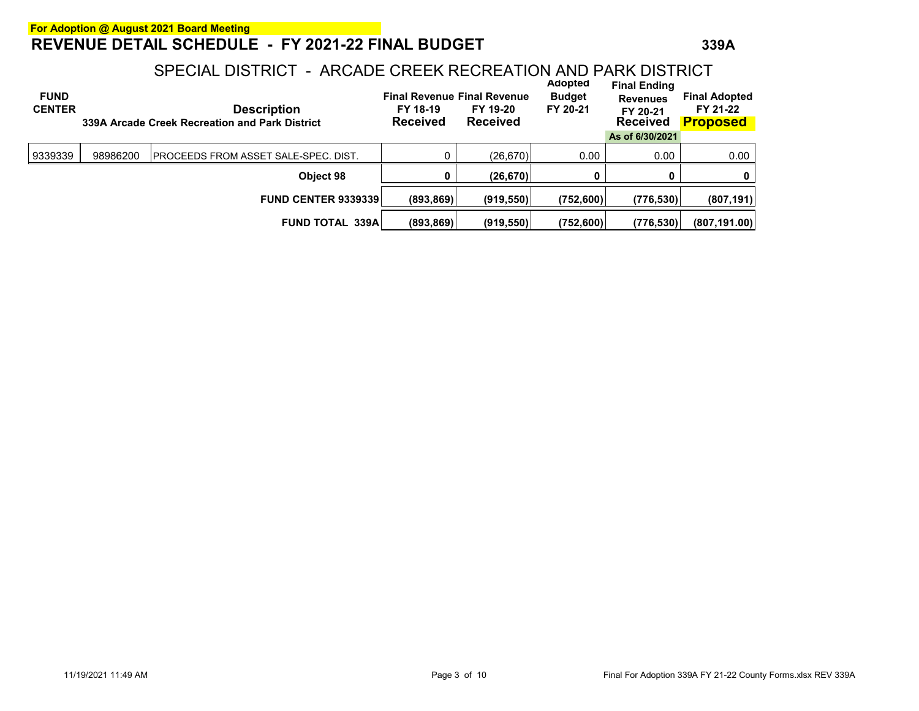**For Adoption @ August 2021 Board Meeting**

# REVENUE DETAIL SCHEDULE - FY 2021-22 FINAL BUDGET

**339A**

## SPECIAL DISTRICT - ARCADE CREEK RECREATION AND PARK DISTRICT

| FUND CENTER | | Description<br>339A Arcade Creek Recreation and Park District | Final Revenue FY 18-19 Received | Final Revenue FY 19-20 Received | Adopted Budget FY 20-21 | Final Ending Revenues FY 20-21 Received<br>As of 6/30/2021 | Final Adopted FY 21-22 Proposed |
|---|---|---|---|---|---|---|---|
| 9339339 | 98986200 | PROCEEDS FROM ASSET SALE-SPEC. DIST. | 0 | (26,670) | 0.00 | 0.00 | 0.00 |
| | | **Object 98** | **0** | **(26,670)** | **0** | **0** | **0** |
| | | **FUND CENTER 9339339** | **(893,869)** | **(919,550)** | **(752,600)** | **(776,530)** | **(807,191)** |
| | | **FUND TOTAL 339A** | **(893,869)** | **(919,550)** | **(752,600)** | **(776,530)** | **(807,191.00)** |

11/19/2021 11:49 AM

Final For Adoption 339A FY 21-22 County Forms.xlsx REV 339A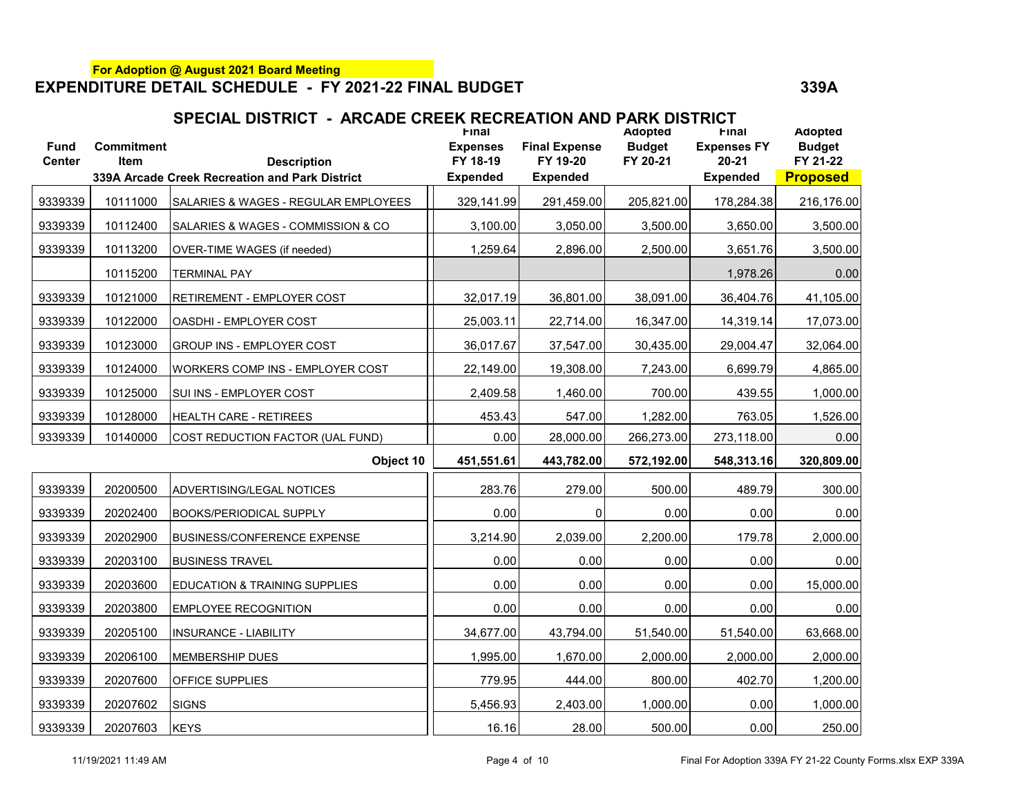**For Adoption @ August 2021 Board Meeting**

## EXPENDITURE DETAIL SCHEDULE - FY 2021-22 FINAL BUDGET

**339A**

### SPECIAL DISTRICT - ARCADE CREEK RECREATION AND PARK DISTRICT

| Fund Center | Commitment Item | Description | Final Expenses FY 18-19 Expended | Final Expense FY 19-20 Expended | Adopted Budget FY 20-21 | Final Expenses FY 20-21 Expended | Adopted Budget FY 21-22 **Proposed** |
|---|---|---|---|---|---|---|---|
| | | **339A Arcade Creek Recreation and Park District** | | | | | |
| 9339339 | 10111000 | SALARIES & WAGES - REGULAR EMPLOYEES | 329,141.99 | 291,459.00 | 205,821.00 | 178,284.38 | 216,176.00 |
| 9339339 | 10112400 | SALARIES & WAGES - COMMISSION & CO | 3,100.00 | 3,050.00 | 3,500.00 | 3,650.00 | 3,500.00 |
| 9339339 | 10113200 | OVER-TIME WAGES (if needed) | 1,259.64 | 2,896.00 | 2,500.00 | 3,651.76 | 3,500.00 |
| | 10115200 | TERMINAL PAY | | | | 1,978.26 | 0.00 |
| 9339339 | 10121000 | RETIREMENT - EMPLOYER COST | 32,017.19 | 36,801.00 | 38,091.00 | 36,404.76 | 41,105.00 |
| 9339339 | 10122000 | OASDHI - EMPLOYER COST | 25,003.11 | 22,714.00 | 16,347.00 | 14,319.14 | 17,073.00 |
| 9339339 | 10123000 | GROUP INS - EMPLOYER COST | 36,017.67 | 37,547.00 | 30,435.00 | 29,004.47 | 32,064.00 |
| 9339339 | 10124000 | WORKERS COMP INS - EMPLOYER COST | 22,149.00 | 19,308.00 | 7,243.00 | 6,699.79 | 4,865.00 |
| 9339339 | 10125000 | SUI INS - EMPLOYER COST | 2,409.58 | 1,460.00 | 700.00 | 439.55 | 1,000.00 |
| 9339339 | 10128000 | HEALTH CARE - RETIREES | 453.43 | 547.00 | 1,282.00 | 763.05 | 1,526.00 |
| 9339339 | 10140000 | COST REDUCTION FACTOR (UAL FUND) | 0.00 | 28,000.00 | 266,273.00 | 273,118.00 | 0.00 |
| | | **Object 10** | **451,551.61** | **443,782.00** | **572,192.00** | **548,313.16** | **320,809.00** |
| 9339339 | 20200500 | ADVERTISING/LEGAL NOTICES | 283.76 | 279.00 | 500.00 | 489.79 | 300.00 |
| 9339339 | 20202400 | BOOKS/PERIODICAL SUPPLY | 0.00 | 0 | 0.00 | 0.00 | 0.00 |
| 9339339 | 20202900 | BUSINESS/CONFERENCE EXPENSE | 3,214.90 | 2,039.00 | 2,200.00 | 179.78 | 2,000.00 |
| 9339339 | 20203100 | BUSINESS TRAVEL | 0.00 | 0.00 | 0.00 | 0.00 | 0.00 |
| 9339339 | 20203600 | EDUCATION & TRAINING SUPPLIES | 0.00 | 0.00 | 0.00 | 0.00 | 15,000.00 |
| 9339339 | 20203800 | EMPLOYEE RECOGNITION | 0.00 | 0.00 | 0.00 | 0.00 | 0.00 |
| 9339339 | 20205100 | INSURANCE - LIABILITY | 34,677.00 | 43,794.00 | 51,540.00 | 51,540.00 | 63,668.00 |
| 9339339 | 20206100 | MEMBERSHIP DUES | 1,995.00 | 1,670.00 | 2,000.00 | 2,000.00 | 2,000.00 |
| 9339339 | 20207600 | OFFICE SUPPLIES | 779.95 | 444.00 | 800.00 | 402.70 | 1,200.00 |
| 9339339 | 20207602 | SIGNS | 5,456.93 | 2,403.00 | 1,000.00 | 0.00 | 1,000.00 |
| 9339339 | 20207603 | KEYS | 16.16 | 28.00 | 500.00 | 0.00 | 250.00 |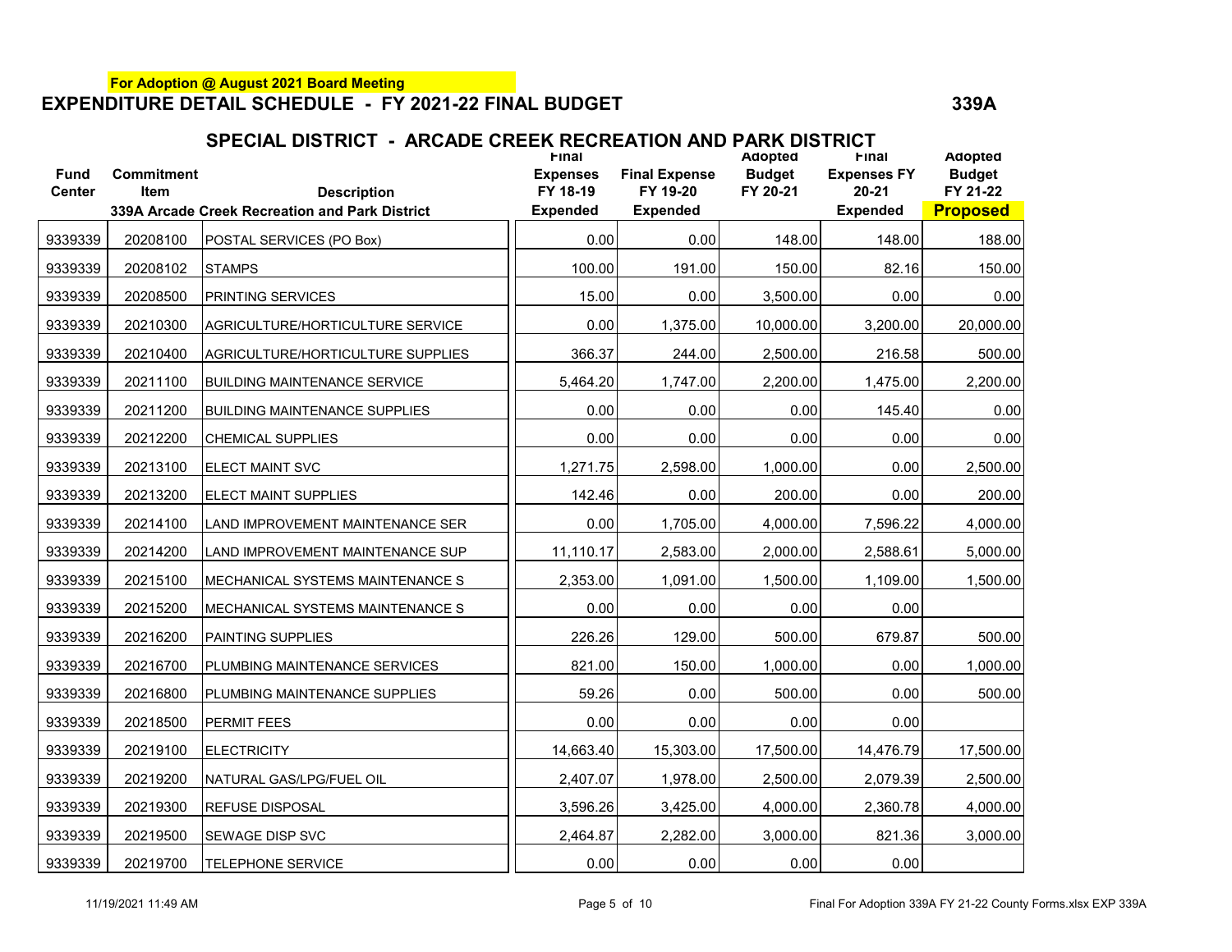**For Adoption @ August 2021 Board Meeting**

# EXPENDITURE DETAIL SCHEDULE - FY 2021-22 FINAL BUDGET

**339A**

## SPECIAL DISTRICT - ARCADE CREEK RECREATION AND PARK DISTRICT

| Fund Center | Commitment Item | Description<br>339A Arcade Creek Recreation and Park District | Final Expenses FY 18-19 Expended | Final Expense FY 19-20 Expended | Adopted Budget FY 20-21 | Final Expenses FY 20-21 Expended | Adopted Budget FY 21-22 **Proposed** |
|---|---|---|---|---|---|---|---|
| 9339339 | 20208100 | POSTAL SERVICES (PO Box) | 0.00 | 0.00 | 148.00 | 148.00 | 188.00 |
| 9339339 | 20208102 | STAMPS | 100.00 | 191.00 | 150.00 | 82.16 | 150.00 |
| 9339339 | 20208500 | PRINTING SERVICES | 15.00 | 0.00 | 3,500.00 | 0.00 | 0.00 |
| 9339339 | 20210300 | AGRICULTURE/HORTICULTURE SERVICE | 0.00 | 1,375.00 | 10,000.00 | 3,200.00 | 20,000.00 |
| 9339339 | 20210400 | AGRICULTURE/HORTICULTURE SUPPLIES | 366.37 | 244.00 | 2,500.00 | 216.58 | 500.00 |
| 9339339 | 20211100 | BUILDING MAINTENANCE SERVICE | 5,464.20 | 1,747.00 | 2,200.00 | 1,475.00 | 2,200.00 |
| 9339339 | 20211200 | BUILDING MAINTENANCE SUPPLIES | 0.00 | 0.00 | 0.00 | 145.40 | 0.00 |
| 9339339 | 20212200 | CHEMICAL SUPPLIES | 0.00 | 0.00 | 0.00 | 0.00 | 0.00 |
| 9339339 | 20213100 | ELECT MAINT SVC | 1,271.75 | 2,598.00 | 1,000.00 | 0.00 | 2,500.00 |
| 9339339 | 20213200 | ELECT MAINT SUPPLIES | 142.46 | 0.00 | 200.00 | 0.00 | 200.00 |
| 9339339 | 20214100 | LAND IMPROVEMENT MAINTENANCE SER | 0.00 | 1,705.00 | 4,000.00 | 7,596.22 | 4,000.00 |
| 9339339 | 20214200 | LAND IMPROVEMENT MAINTENANCE SUP | 11,110.17 | 2,583.00 | 2,000.00 | 2,588.61 | 5,000.00 |
| 9339339 | 20215100 | MECHANICAL SYSTEMS MAINTENANCE S | 2,353.00 | 1,091.00 | 1,500.00 | 1,109.00 | 1,500.00 |
| 9339339 | 20215200 | MECHANICAL SYSTEMS MAINTENANCE S | 0.00 | 0.00 | 0.00 | 0.00 | |
| 9339339 | 20216200 | PAINTING SUPPLIES | 226.26 | 129.00 | 500.00 | 679.87 | 500.00 |
| 9339339 | 20216700 | PLUMBING MAINTENANCE SERVICES | 821.00 | 150.00 | 1,000.00 | 0.00 | 1,000.00 |
| 9339339 | 20216800 | PLUMBING MAINTENANCE SUPPLIES | 59.26 | 0.00 | 500.00 | 0.00 | 500.00 |
| 9339339 | 20218500 | PERMIT FEES | 0.00 | 0.00 | 0.00 | 0.00 | |
| 9339339 | 20219100 | ELECTRICITY | 14,663.40 | 15,303.00 | 17,500.00 | 14,476.79 | 17,500.00 |
| 9339339 | 20219200 | NATURAL GAS/LPG/FUEL OIL | 2,407.07 | 1,978.00 | 2,500.00 | 2,079.39 | 2,500.00 |
| 9339339 | 20219300 | REFUSE DISPOSAL | 3,596.26 | 3,425.00 | 4,000.00 | 2,360.78 | 4,000.00 |
| 9339339 | 20219500 | SEWAGE DISP SVC | 2,464.87 | 2,282.00 | 3,000.00 | 821.36 | 3,000.00 |
| 9339339 | 20219700 | TELEPHONE SERVICE | 0.00 | 0.00 | 0.00 | 0.00 | |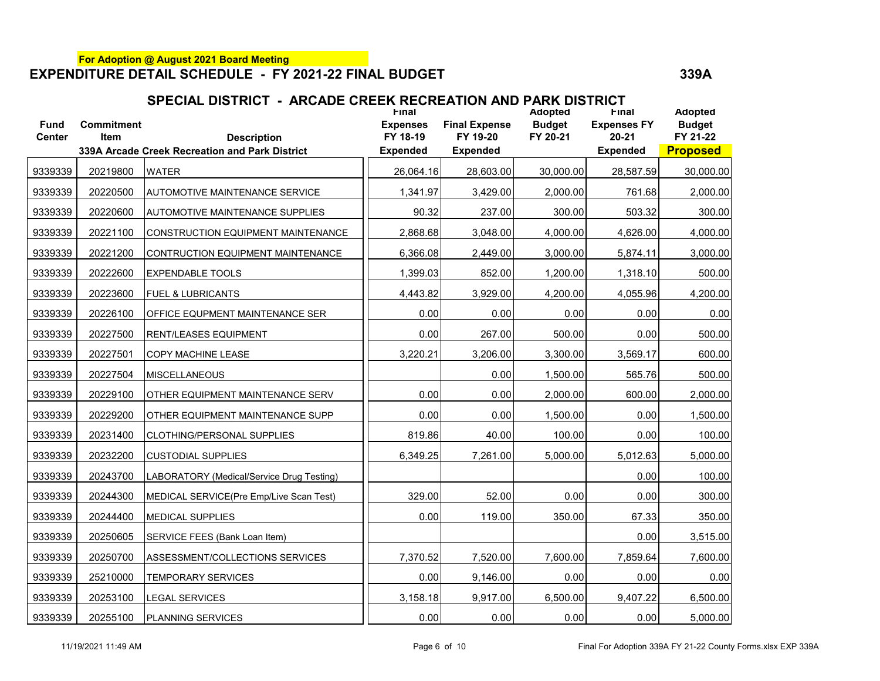**For Adoption @ August 2021 Board Meeting**

## EXPENDITURE DETAIL SCHEDULE - FY 2021-22 FINAL BUDGET

**339A**

### SPECIAL DISTRICT - ARCADE CREEK RECREATION AND PARK DISTRICT

| Fund Center | Commitment Item | Description<br>339A Arcade Creek Recreation and Park District | Final Expenses FY 18-19 Expended | Final Expense FY 19-20 Expended | Adopted Budget FY 20-21 | Final Expenses FY 20-21 Expended | Adopted Budget FY 21-22 **Proposed** |
|---|---|---|---|---|---|---|---|
| 9339339 | 20219800 | WATER | 26,064.16 | 28,603.00 | 30,000.00 | 28,587.59 | 30,000.00 |
| 9339339 | 20220500 | AUTOMOTIVE MAINTENANCE SERVICE | 1,341.97 | 3,429.00 | 2,000.00 | 761.68 | 2,000.00 |
| 9339339 | 20220600 | AUTOMOTIVE MAINTENANCE SUPPLIES | 90.32 | 237.00 | 300.00 | 503.32 | 300.00 |
| 9339339 | 20221100 | CONSTRUCTION EQUIPMENT MAINTENANCE | 2,868.68 | 3,048.00 | 4,000.00 | 4,626.00 | 4,000.00 |
| 9339339 | 20221200 | CONTRUCTION EQUIPMENT MAINTENANCE | 6,366.08 | 2,449.00 | 3,000.00 | 5,874.11 | 3,000.00 |
| 9339339 | 20222600 | EXPENDABLE TOOLS | 1,399.03 | 852.00 | 1,200.00 | 1,318.10 | 500.00 |
| 9339339 | 20223600 | FUEL & LUBRICANTS | 4,443.82 | 3,929.00 | 4,200.00 | 4,055.96 | 4,200.00 |
| 9339339 | 20226100 | OFFICE EQUPMENT MAINTENANCE SER | 0.00 | 0.00 | 0.00 | 0.00 | 0.00 |
| 9339339 | 20227500 | RENT/LEASES EQUIPMENT | 0.00 | 267.00 | 500.00 | 0.00 | 500.00 |
| 9339339 | 20227501 | COPY MACHINE LEASE | 3,220.21 | 3,206.00 | 3,300.00 | 3,569.17 | 600.00 |
| 9339339 | 20227504 | MISCELLANEOUS | | 0.00 | 1,500.00 | 565.76 | 500.00 |
| 9339339 | 20229100 | OTHER EQUIPMENT MAINTENANCE SERV | 0.00 | 0.00 | 2,000.00 | 600.00 | 2,000.00 |
| 9339339 | 20229200 | OTHER EQUIPMENT MAINTENANCE SUPP | 0.00 | 0.00 | 1,500.00 | 0.00 | 1,500.00 |
| 9339339 | 20231400 | CLOTHING/PERSONAL SUPPLIES | 819.86 | 40.00 | 100.00 | 0.00 | 100.00 |
| 9339339 | 20232200 | CUSTODIAL SUPPLIES | 6,349.25 | 7,261.00 | 5,000.00 | 5,012.63 | 5,000.00 |
| 9339339 | 20243700 | LABORATORY (Medical/Service Drug Testing) | | | | 0.00 | 100.00 |
| 9339339 | 20244300 | MEDICAL SERVICE(Pre Emp/Live Scan Test) | 329.00 | 52.00 | 0.00 | 0.00 | 300.00 |
| 9339339 | 20244400 | MEDICAL SUPPLIES | 0.00 | 119.00 | 350.00 | 67.33 | 350.00 |
| 9339339 | 20250605 | SERVICE FEES (Bank Loan Item) | | | | 0.00 | 3,515.00 |
| 9339339 | 20250700 | ASSESSMENT/COLLECTIONS SERVICES | 7,370.52 | 7,520.00 | 7,600.00 | 7,859.64 | 7,600.00 |
| 9339339 | 25210000 | TEMPORARY SERVICES | 0.00 | 9,146.00 | 0.00 | 0.00 | 0.00 |
| 9339339 | 20253100 | LEGAL SERVICES | 3,158.18 | 9,917.00 | 6,500.00 | 9,407.22 | 6,500.00 |
| 9339339 | 20255100 | PLANNING SERVICES | 0.00 | 0.00 | 0.00 | 0.00 | 5,000.00 |

11/19/2021 11:49 AM Final For Adoption 339A FY 21-22 County Forms.xlsx EXP 339A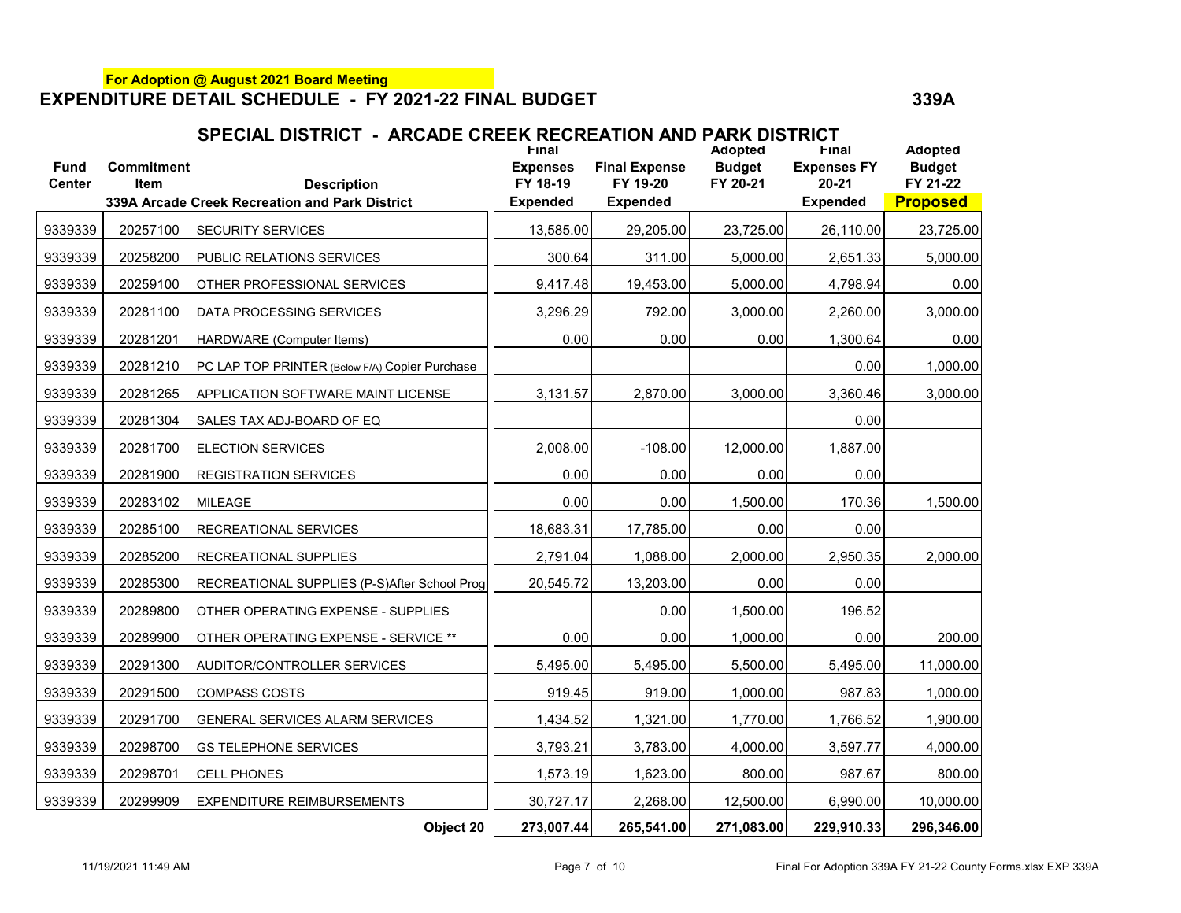**For Adoption @ August 2021 Board Meeting**

# EXPENDITURE DETAIL SCHEDULE - FY 2021-22 FINAL BUDGET

**339A**

## SPECIAL DISTRICT - ARCADE CREEK RECREATION AND PARK DISTRICT

| Fund Center | Commitment Item | Description | Final Expenses FY 18-19 Expended | Final Expense FY 19-20 Expended | Adopted Budget FY 20-21 | Final Expenses FY 20-21 Expended | Adopted Budget FY 21-22 Proposed |
|---|---|---|---|---|---|---|---|
| | | 339A Arcade Creek Recreation and Park District | | | | | |
| 9339339 | 20257100 | SECURITY SERVICES | 13,585.00 | 29,205.00 | 23,725.00 | 26,110.00 | 23,725.00 |
| 9339339 | 20258200 | PUBLIC RELATIONS SERVICES | 300.64 | 311.00 | 5,000.00 | 2,651.33 | 5,000.00 |
| 9339339 | 20259100 | OTHER PROFESSIONAL SERVICES | 9,417.48 | 19,453.00 | 5,000.00 | 4,798.94 | 0.00 |
| 9339339 | 20281100 | DATA PROCESSING SERVICES | 3,296.29 | 792.00 | 3,000.00 | 2,260.00 | 3,000.00 |
| 9339339 | 20281201 | HARDWARE (Computer Items) | 0.00 | 0.00 | 0.00 | 1,300.64 | 0.00 |
| 9339339 | 20281210 | PC LAP TOP PRINTER (Below F/A) Copier Purchase | | | | 0.00 | 1,000.00 |
| 9339339 | 20281265 | APPLICATION SOFTWARE MAINT LICENSE | 3,131.57 | 2,870.00 | 3,000.00 | 3,360.46 | 3,000.00 |
| 9339339 | 20281304 | SALES TAX ADJ-BOARD OF EQ | | | | 0.00 | |
| 9339339 | 20281700 | ELECTION SERVICES | 2,008.00 | -108.00 | 12,000.00 | 1,887.00 | |
| 9339339 | 20281900 | REGISTRATION SERVICES | 0.00 | 0.00 | 0.00 | 0.00 | |
| 9339339 | 20283102 | MILEAGE | 0.00 | 0.00 | 1,500.00 | 170.36 | 1,500.00 |
| 9339339 | 20285100 | RECREATIONAL SERVICES | 18,683.31 | 17,785.00 | 0.00 | 0.00 | |
| 9339339 | 20285200 | RECREATIONAL SUPPLIES | 2,791.04 | 1,088.00 | 2,000.00 | 2,950.35 | 2,000.00 |
| 9339339 | 20285300 | RECREATIONAL SUPPLIES (P-S)After School Prog | 20,545.72 | 13,203.00 | 0.00 | 0.00 | |
| 9339339 | 20289800 | OTHER OPERATING EXPENSE - SUPPLIES | | 0.00 | 1,500.00 | 196.52 | |
| 9339339 | 20289900 | OTHER OPERATING EXPENSE - SERVICE ** | 0.00 | 0.00 | 1,000.00 | 0.00 | 200.00 |
| 9339339 | 20291300 | AUDITOR/CONTROLLER SERVICES | 5,495.00 | 5,495.00 | 5,500.00 | 5,495.00 | 11,000.00 |
| 9339339 | 20291500 | COMPASS COSTS | 919.45 | 919.00 | 1,000.00 | 987.83 | 1,000.00 |
| 9339339 | 20291700 | GENERAL SERVICES ALARM SERVICES | 1,434.52 | 1,321.00 | 1,770.00 | 1,766.52 | 1,900.00 |
| 9339339 | 20298700 | GS TELEPHONE SERVICES | 3,793.21 | 3,783.00 | 4,000.00 | 3,597.77 | 4,000.00 |
| 9339339 | 20298701 | CELL PHONES | 1,573.19 | 1,623.00 | 800.00 | 987.67 | 800.00 |
| 9339339 | 20299909 | EXPENDITURE REIMBURSEMENTS | 30,727.17 | 2,268.00 | 12,500.00 | 6,990.00 | 10,000.00 |
| | | **Object 20** | **273,007.44** | **265,541.00** | **271,083.00** | **229,910.33** | **296,346.00** |

11/19/2021 11:49 AM

Final For Adoption 339A FY 21-22 County Forms.xlsx EXP 339A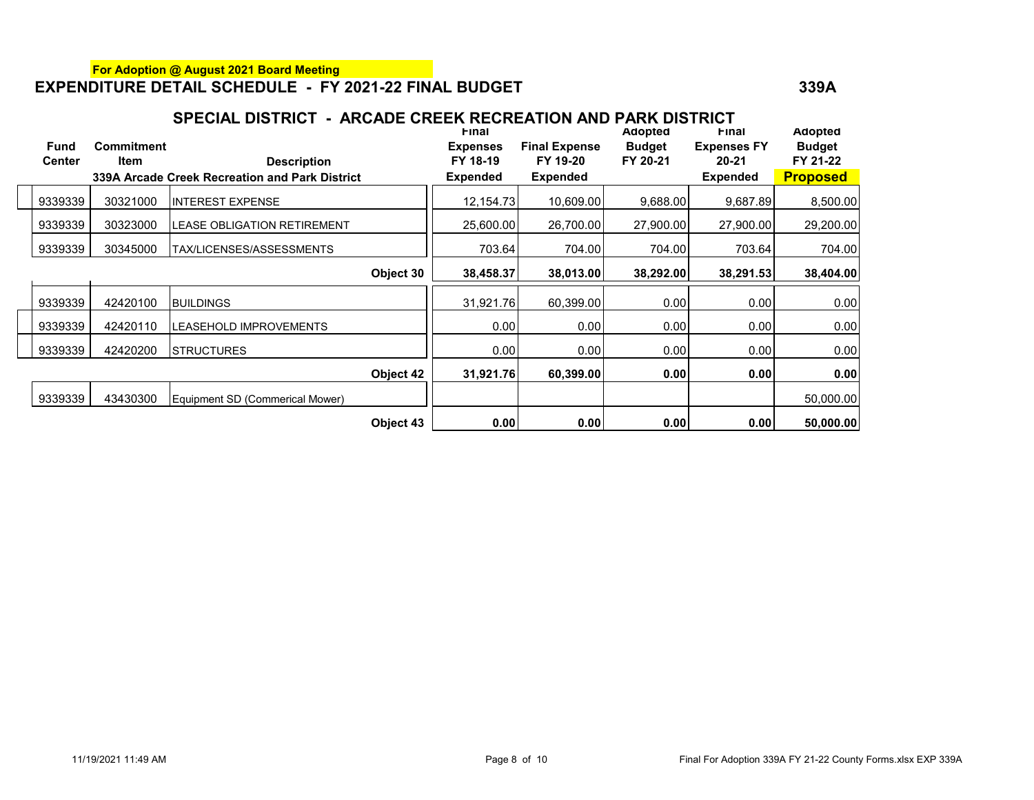**For Adoption @ August 2021 Board Meeting**

# EXPENDITURE DETAIL SCHEDULE - FY 2021-22 FINAL BUDGET

**339A**

## SPECIAL DISTRICT - ARCADE CREEK RECREATION AND PARK DISTRICT

| Fund Center | Commitment Item | Description | Final Expenses FY 18-19 Expended | Final Expense FY 19-20 Expended | Adopted Budget FY 20-21 | Final Expenses FY 20-21 Expended | Adopted Budget FY 21-22 **Proposed** |
|---|---|---|---|---|---|---|---|
| | | **339A Arcade Creek Recreation and Park District** | | | | | |
| 9339339 | 30321000 | INTEREST EXPENSE | 12,154.73 | 10,609.00 | 9,688.00 | 9,687.89 | 8,500.00 |
| 9339339 | 30323000 | LEASE OBLIGATION RETIREMENT | 25,600.00 | 26,700.00 | 27,900.00 | 27,900.00 | 29,200.00 |
| 9339339 | 30345000 | TAX/LICENSES/ASSESSMENTS | 703.64 | 704.00 | 704.00 | 703.64 | 704.00 |
| | | **Object 30** | **38,458.37** | **38,013.00** | **38,292.00** | **38,291.53** | **38,404.00** |
| 9339339 | 42420100 | BUILDINGS | 31,921.76 | 60,399.00 | 0.00 | 0.00 | 0.00 |
| 9339339 | 42420110 | LEASEHOLD IMPROVEMENTS | 0.00 | 0.00 | 0.00 | 0.00 | 0.00 |
| 9339339 | 42420200 | STRUCTURES | 0.00 | 0.00 | 0.00 | 0.00 | 0.00 |
| | | **Object 42** | **31,921.76** | **60,399.00** | **0.00** | **0.00** | **0.00** |
| 9339339 | 43430300 | Equipment SD (Commerical Mower) | | | | | 50,000.00 |
| | | **Object 43** | **0.00** | **0.00** | **0.00** | **0.00** | **50,000.00** |

11/19/2021 11:49 AM — Final For Adoption 339A FY 21-22 County Forms.xlsx EXP 339A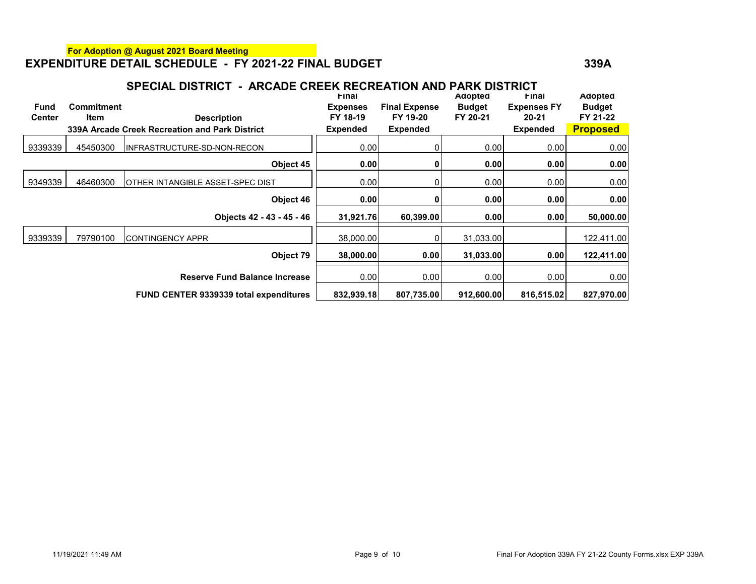**For Adoption @ August 2021 Board Meeting**

# EXPENDITURE DETAIL SCHEDULE - FY 2021-22 FINAL BUDGET

**339A**

## SPECIAL DISTRICT - ARCADE CREEK RECREATION AND PARK DISTRICT

| Fund Center | Commitment Item | Description | Final Expenses FY 18-19 Expended | Final Expense FY 19-20 Expended | Adopted Budget FY 20-21 | Final Expenses FY 20-21 Expended | Adopted Budget FY 21-22 Proposed |
|---|---|---|---|---|---|---|---|
| | | **339A Arcade Creek Recreation and Park District** | | | | | |
| 9339339 | 45450300 | INFRASTRUCTURE-SD-NON-RECON | 0.00 | 0 | 0.00 | 0.00 | 0.00 |
| | | **Object 45** | **0.00** | **0** | **0.00** | **0.00** | **0.00** |
| 9349339 | 46460300 | OTHER INTANGIBLE ASSET-SPEC DIST | 0.00 | 0 | 0.00 | 0.00 | 0.00 |
| | | **Object 46** | **0.00** | **0** | **0.00** | **0.00** | **0.00** |
| | | **Objects 42 - 43 - 45 - 46** | **31,921.76** | **60,399.00** | **0.00** | **0.00** | **50,000.00** |
| 9339339 | 79790100 | CONTINGENCY APPR | 38,000.00 | 0 | 31,033.00 | | 122,411.00 |
| | | **Object 79** | **38,000.00** | **0.00** | **31,033.00** | **0.00** | **122,411.00** |
| | | **Reserve Fund Balance Increase** | 0.00 | 0.00 | 0.00 | 0.00 | 0.00 |
| | | **FUND CENTER 9339339 total expenditures** | **832,939.18** | **807,735.00** | **912,600.00** | **816,515.02** | **827,970.00** |

11/19/2021 11:49 AM

Final For Adoption 339A FY 21-22 County Forms.xlsx EXP 339A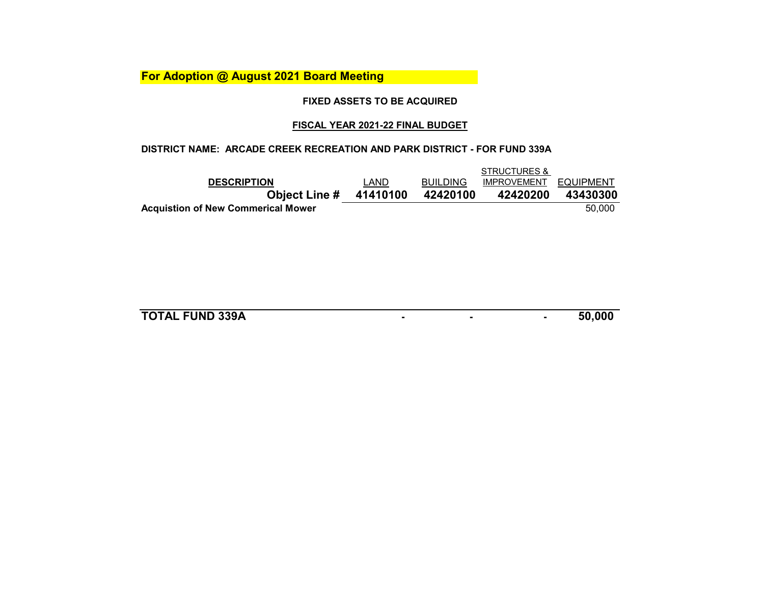**For Adoption @ August 2021 Board Meeting**

**FIXED ASSETS TO BE ACQUIRED**

**FISCAL YEAR 2021-22 FINAL BUDGET**

**DISTRICT NAME: ARCADE CREEK RECREATION AND PARK DISTRICT - FOR FUND 339A**

| DESCRIPTION | LAND | BUILDING | STRUCTURES & IMPROVEMENT | EQUIPMENT |
|---|---|---|---|---|
| **Object Line #** | **41410100** | **42420100** | **42420200** | **43430300** |
| **Acquistion of New Commerical Mower** | | | | 50,000 |
| **TOTAL FUND 339A** | **-** | **-** | **-** | **50,000** |